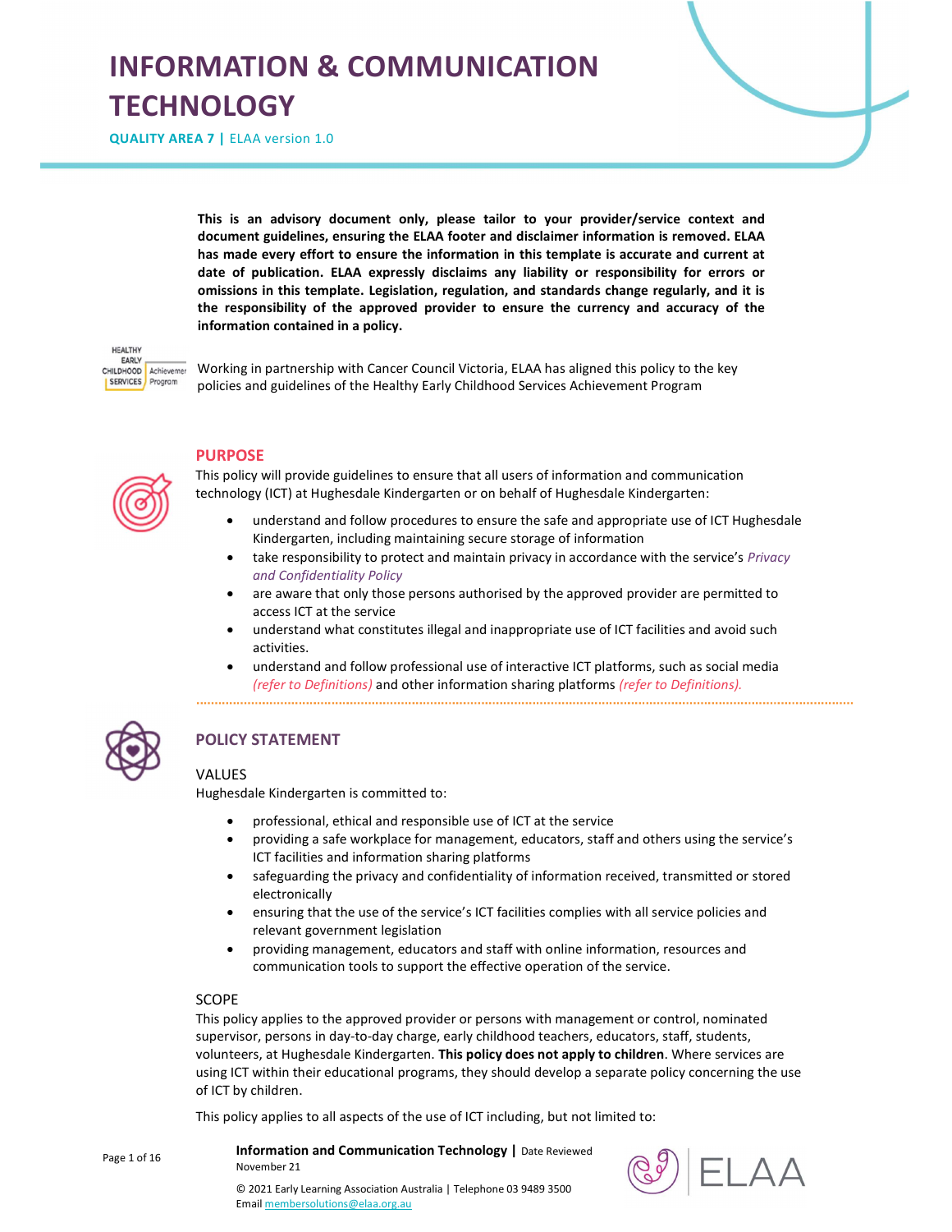# INFORMATION & COMMUNICATION TECHNOLOGY

**QUALITY AREA 7 |** ELAA version 1.0

**This is an advisory document only, please tailor to your provider/service context and document guidelines, ensuring the ELAA footer and disclaimer information is removed. ELAA has made every effort to ensure the information in this template is accurate and current at date of publication. ELAA expressly disclaims any liability or responsibility for errors or omissions in this template. Legislation, regulation, and standards change regularly, and it is the responsibility of the approved provider to ensure the currency and accuracy of the information contained in a policy.**

Working in partnership with Cancer Council Victoria, ELAA has aligned this policy to the key policies and guidelines of the Healthy Early Childhood Services Achievement Program

## PURPOSE

This policy will provide guidelines to ensure that all users of information and communication technology (ICT) at Hughesdale Kindergarten or on behalf of Hughesdale Kindergarten:

- understand and follow procedures to ensure the safe and appropriate use of ICT Hughesdale Kindergarten, including maintaining secure storage of information
- take responsibility to protect and maintain privacy in accordance with the service's *Privacy and Confidentiality Policy*
- are aware that only those persons authorised by the approved provider are permitted to access ICT at the service
- understand what constitutes illegal and inappropriate use of ICT facilities and avoid such activities.
- understand and follow professional use of interactive ICT platforms, such as social media *(refer to Definitions)* and other information sharing platforms *(refer to Definitions).*

## POLICY STATEMENT

### VALUES

Hughesdale Kindergarten is committed to:

- professional, ethical and responsible use of ICT at the service
- providing a safe workplace for management, educators, staff and others using the service's ICT facilities and information sharing platforms
- safeguarding the privacy and confidentiality of information received, transmitted or stored electronically
- ensuring that the use of the service's ICT facilities complies with all service policies and relevant government legislation
- providing management, educators and staff with online information, resources and communication tools to support the effective operation of the service.

### SCOPE

This policy applies to the approved provider or persons with management or control, nominated supervisor, persons in day-to-day charge, early childhood teachers, educators, staff, students, volunteers, at Hughesdale Kindergarten. **This policy does not apply to children**. Where services are using ICT within their educational programs, they should develop a separate policy concerning the use of ICT by children.

This policy applies to all aspects of the use of ICT including, but not limited to: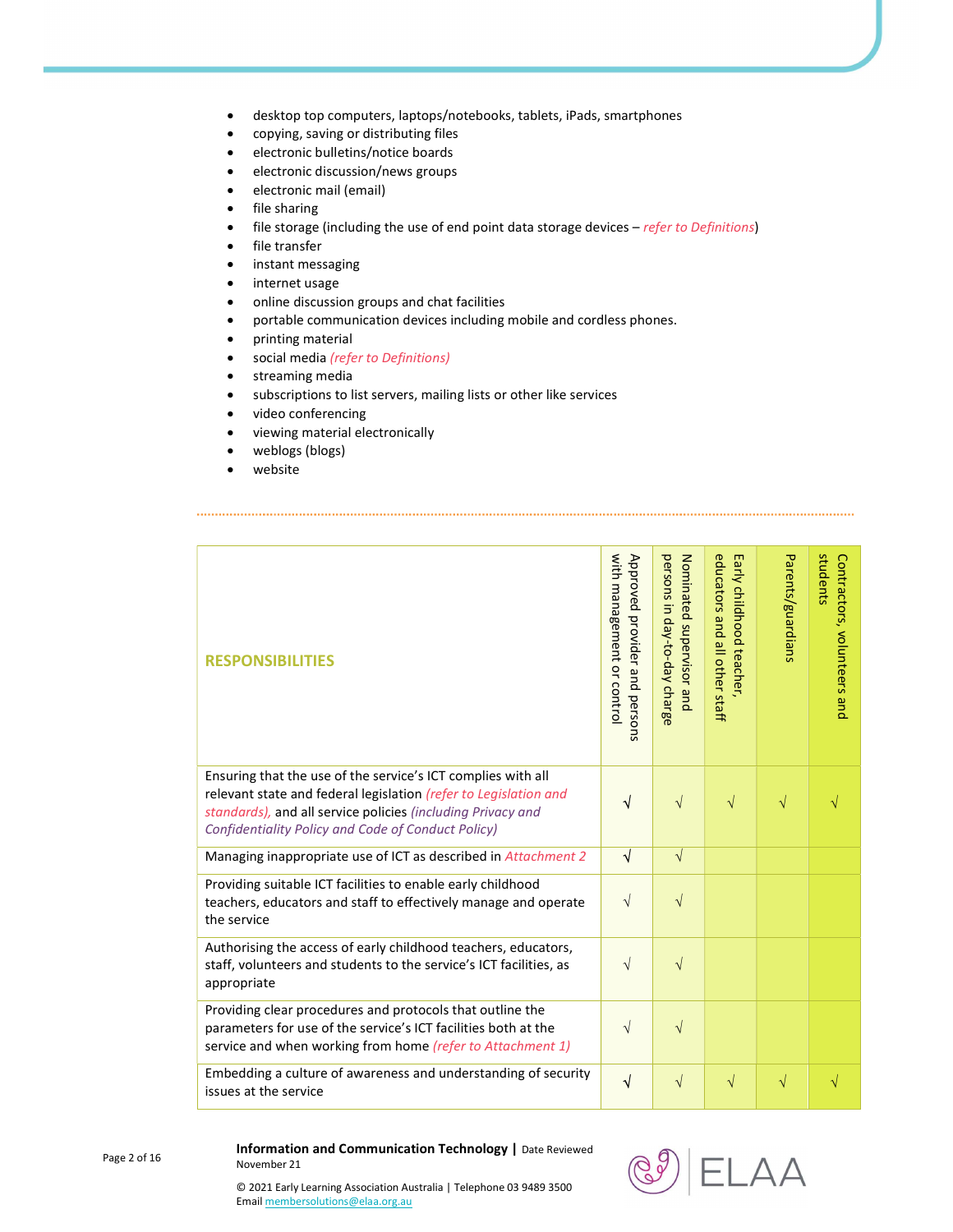- desktop top computers, laptops/notebooks, tablets, iPads, smartphones
- copying, saving or distributing files
- electronic bulletins/notice boards
- electronic discussion/news groups
- electronic mail (email)
- file sharing
- file storage (including the use of end point data storage devices – *refer to Definitions*)
- file transfer
- instant messaging
- internet usage
- online discussion groups and chat facilities
- portable communication devices including mobile and cordless phones.
- printing material
- social media *(refer to Definitions)*
- streaming media
- subscriptions to list servers, mailing lists or other like services
- video conferencing
- viewing material electronically
- weblogs (blogs)
- website

| **RESPONSIBILITIES** | Approved provider and persons with management or control | Nominated supervisor and persons in day-to-day charge | Early childhood teacher, educators and all other staff | Parents/guardians | Contractors, volunteers and students |
|---|---|---|---|---|---|
| Ensuring that the use of the service's ICT complies with all relevant state and federal legislation *(refer to Legislation and standards),* and all service policies *(including Privacy and Confidentiality Policy and Code of Conduct Policy)* | √ | √ | √ | √ | √ |
| Managing inappropriate use of ICT as described in *Attachment 2* | √ | √ | | | |
| Providing suitable ICT facilities to enable early childhood teachers, educators and staff to effectively manage and operate the service | √ | √ | | | |
| Authorising the access of early childhood teachers, educators, staff, volunteers and students to the service's ICT facilities, as appropriate | √ | √ | | | |
| Providing clear procedures and protocols that outline the parameters for use of the service's ICT facilities both at the service and when working from home *(refer to Attachment 1)* | √ | √ | | | |
| Embedding a culture of awareness and understanding of security issues at the service | √ | √ | √ | √ | √ |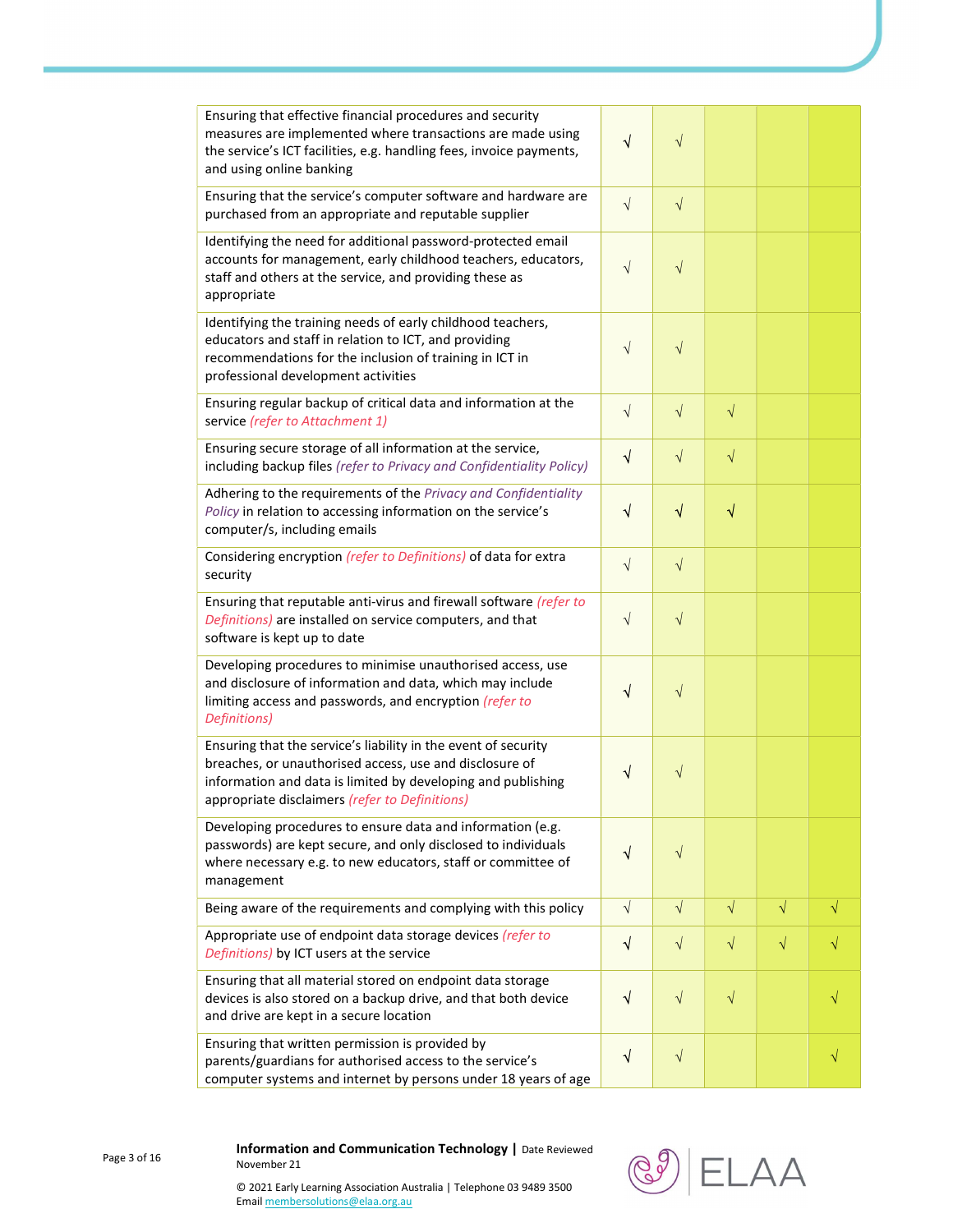| | | | | | |
|---|---|---|---|---|---|
| Ensuring that effective financial procedures and security measures are implemented where transactions are made using the service's ICT facilities, e.g. handling fees, invoice payments, and using online banking | √ | √ | | | |
| Ensuring that the service's computer software and hardware are purchased from an appropriate and reputable supplier | √ | √ | | | |
| Identifying the need for additional password-protected email accounts for management, early childhood teachers, educators, staff and others at the service, and providing these as appropriate | √ | √ | | | |
| Identifying the training needs of early childhood teachers, educators and staff in relation to ICT, and providing recommendations for the inclusion of training in ICT in professional development activities | √ | √ | | | |
| Ensuring regular backup of critical data and information at the service *(refer to Attachment 1)* | √ | √ | √ | | |
| Ensuring secure storage of all information at the service, including backup files *(refer to Privacy and Confidentiality Policy)* | √ | √ | √ | | |
| Adhering to the requirements of the *Privacy and Confidentiality Policy* in relation to accessing information on the service's computer/s, including emails | √ | √ | √ | | |
| Considering encryption *(refer to Definitions)* of data for extra security | √ | √ | | | |
| Ensuring that reputable anti-virus and firewall software *(refer to Definitions)* are installed on service computers, and that software is kept up to date | √ | √ | | | |
| Developing procedures to minimise unauthorised access, use and disclosure of information and data, which may include limiting access and passwords, and encryption *(refer to Definitions)* | √ | √ | | | |
| Ensuring that the service's liability in the event of security breaches, or unauthorised access, use and disclosure of information and data is limited by developing and publishing appropriate disclaimers *(refer to Definitions)* | √ | √ | | | |
| Developing procedures to ensure data and information (e.g. passwords) are kept secure, and only disclosed to individuals where necessary e.g. to new educators, staff or committee of management | √ | √ | | | |
| Being aware of the requirements and complying with this policy | √ | √ | √ | √ | √ |
| Appropriate use of endpoint data storage devices *(refer to Definitions)* by ICT users at the service | √ | √ | √ | √ | √ |
| Ensuring that all material stored on endpoint data storage devices is also stored on a backup drive, and that both device and drive are kept in a secure location | √ | √ | √ | | √ |
| Ensuring that written permission is provided by parents/guardians for authorised access to the service's computer systems and internet by persons under 18 years of age | √ | √ | | | √ |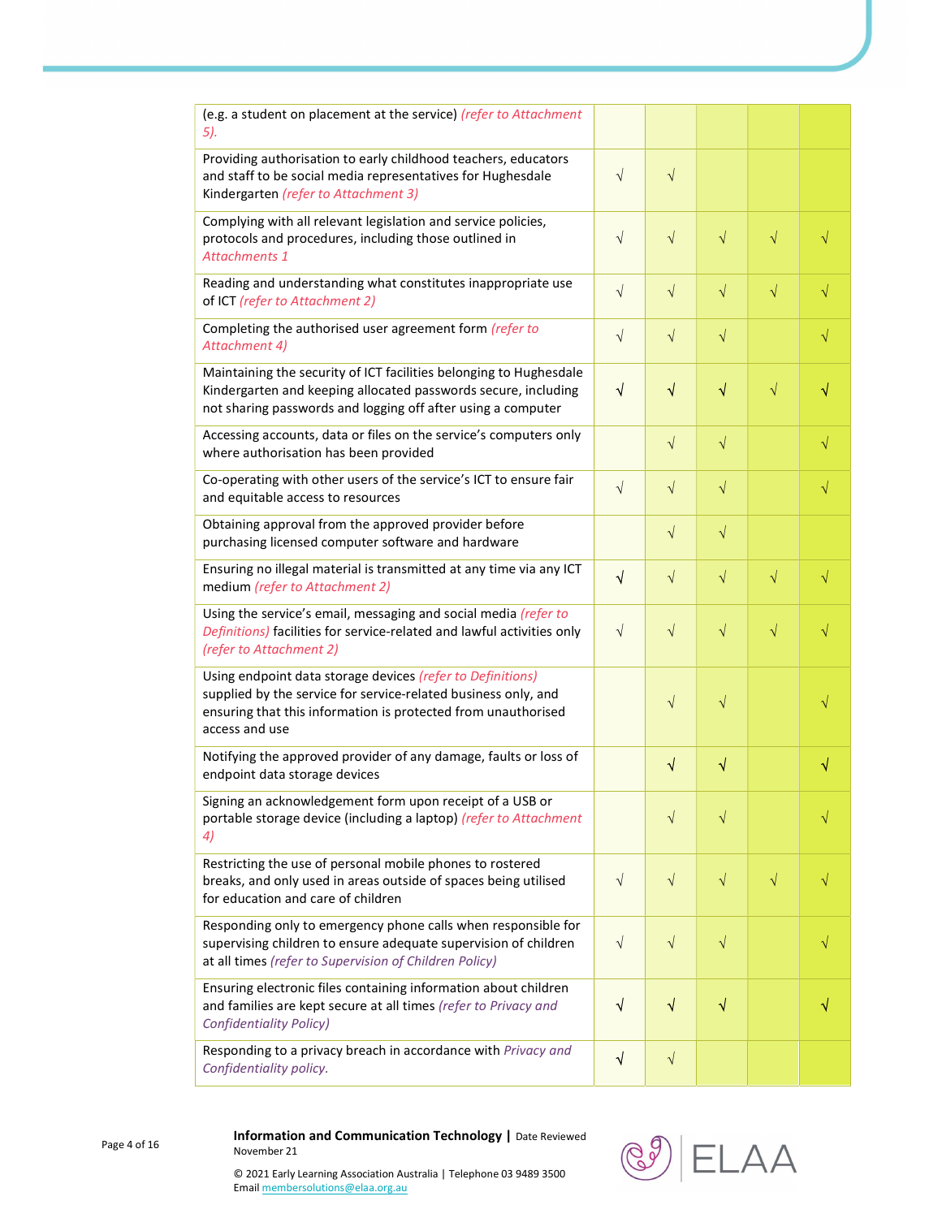| | | | | | |
|---|---|---|---|---|---|
| (e.g. a student on placement at the service) *(refer to Attachment 5).* | | | | | |
| Providing authorisation to early childhood teachers, educators and staff to be social media representatives for Hughesdale Kindergarten *(refer to Attachment 3)* | √ | √ | | | |
| Complying with all relevant legislation and service policies, protocols and procedures, including those outlined in *Attachments 1* | √ | √ | √ | √ | √ |
| Reading and understanding what constitutes inappropriate use of ICT *(refer to Attachment 2)* | √ | √ | √ | √ | √ |
| Completing the authorised user agreement form *(refer to Attachment 4)* | √ | √ | √ | | √ |
| Maintaining the security of ICT facilities belonging to Hughesdale Kindergarten and keeping allocated passwords secure, including not sharing passwords and logging off after using a computer | √ | √ | √ | √ | √ |
| Accessing accounts, data or files on the service's computers only where authorisation has been provided | | √ | √ | | √ |
| Co-operating with other users of the service's ICT to ensure fair and equitable access to resources | √ | √ | √ | | √ |
| Obtaining approval from the approved provider before purchasing licensed computer software and hardware | | √ | √ | | |
| Ensuring no illegal material is transmitted at any time via any ICT medium *(refer to Attachment 2)* | √ | √ | √ | √ | √ |
| Using the service's email, messaging and social media *(refer to Definitions)* facilities for service-related and lawful activities only *(refer to Attachment 2)* | √ | √ | √ | √ | √ |
| Using endpoint data storage devices *(refer to Definitions)* supplied by the service for service-related business only, and ensuring that this information is protected from unauthorised access and use | | √ | √ | | √ |
| Notifying the approved provider of any damage, faults or loss of endpoint data storage devices | | √ | √ | | √ |
| Signing an acknowledgement form upon receipt of a USB or portable storage device (including a laptop) *(refer to Attachment 4)* | | √ | √ | | √ |
| Restricting the use of personal mobile phones to rostered breaks, and only used in areas outside of spaces being utilised for education and care of children | √ | √ | √ | √ | √ |
| Responding only to emergency phone calls when responsible for supervising children to ensure adequate supervision of children at all times *(refer to Supervision of Children Policy)* | √ | √ | √ | | √ |
| Ensuring electronic files containing information about children and families are kept secure at all times *(refer to Privacy and Confidentiality Policy)* | √ | √ | √ | | √ |
| Responding to a privacy breach in accordance with *Privacy and Confidentiality policy.* | √ | √ | | | |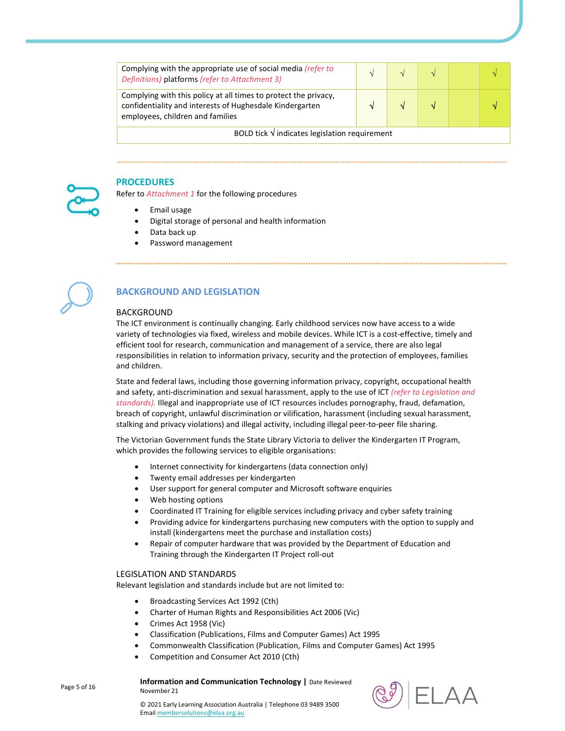| | | | | | |
|---|---|---|---|---|---|
| Complying with the appropriate use of social media *(refer to Definitions)* platforms *(refer to Attachment 3)* | √ | √ | √ | | √ |
| Complying with this policy at all times to protect the privacy, confidentiality and interests of Hughesdale Kindergarten employees, children and families | √ | √ | √ | | √ |
| BOLD tick √ indicates legislation requirement | | | | | |

## PROCEDURES

Refer to *Attachment 1* for the following procedures

- Email usage
- Digital storage of personal and health information
- Data back up
- Password management

## BACKGROUND AND LEGISLATION

### BACKGROUND

The ICT environment is continually changing. Early childhood services now have access to a wide variety of technologies via fixed, wireless and mobile devices. While ICT is a cost-effective, timely and efficient tool for research, communication and management of a service, there are also legal responsibilities in relation to information privacy, security and the protection of employees, families and children.

State and federal laws, including those governing information privacy, copyright, occupational health and safety, anti-discrimination and sexual harassment, apply to the use of ICT *(refer to Legislation and standards).* Illegal and inappropriate use of ICT resources includes pornography, fraud, defamation, breach of copyright, unlawful discrimination or vilification, harassment (including sexual harassment, stalking and privacy violations) and illegal activity, including illegal peer-to-peer file sharing.

The Victorian Government funds the State Library Victoria to deliver the Kindergarten IT Program, which provides the following services to eligible organisations:

- Internet connectivity for kindergartens (data connection only)
- Twenty email addresses per kindergarten
- User support for general computer and Microsoft software enquiries
- Web hosting options
- Coordinated IT Training for eligible services including privacy and cyber safety training
- Providing advice for kindergartens purchasing new computers with the option to supply and install (kindergartens meet the purchase and installation costs)
- Repair of computer hardware that was provided by the Department of Education and Training through the Kindergarten IT Project roll-out

### LEGISLATION AND STANDARDS

Relevant legislation and standards include but are not limited to:

- Broadcasting Services Act 1992 (Cth)
- Charter of Human Rights and Responsibilities Act 2006 (Vic)
- Crimes Act 1958 (Vic)
- Classification (Publications, Films and Computer Games) Act 1995
- Commonwealth Classification (Publication, Films and Computer Games) Act 1995
- Competition and Consumer Act 2010 (Cth)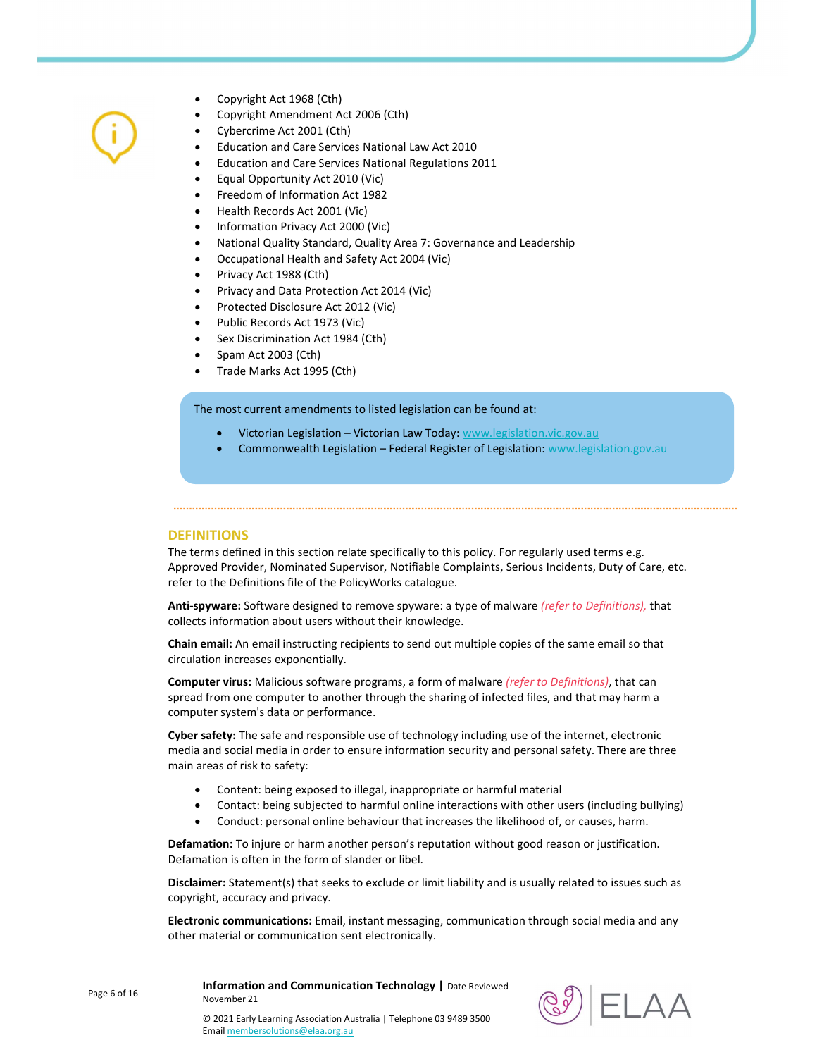- Copyright Act 1968 (Cth)
- Copyright Amendment Act 2006 (Cth)
- Cybercrime Act 2001 (Cth)
- Education and Care Services National Law Act 2010
- Education and Care Services National Regulations 2011
- Equal Opportunity Act 2010 (Vic)
- Freedom of Information Act 1982
- Health Records Act 2001 (Vic)
- Information Privacy Act 2000 (Vic)
- National Quality Standard, Quality Area 7: Governance and Leadership
- Occupational Health and Safety Act 2004 (Vic)
- Privacy Act 1988 (Cth)
- Privacy and Data Protection Act 2014 (Vic)
- Protected Disclosure Act 2012 (Vic)
- Public Records Act 1973 (Vic)
- Sex Discrimination Act 1984 (Cth)
- Spam Act 2003 (Cth)
- Trade Marks Act 1995 (Cth)

The most current amendments to listed legislation can be found at:

- Victorian Legislation – Victorian Law Today: www.legislation.vic.gov.au
- Commonwealth Legislation – Federal Register of Legislation: www.legislation.gov.au

## DEFINITIONS

The terms defined in this section relate specifically to this policy. For regularly used terms e.g. Approved Provider, Nominated Supervisor, Notifiable Complaints, Serious Incidents, Duty of Care, etc. refer to the Definitions file of the PolicyWorks catalogue.

**Anti-spyware:** Software designed to remove spyware: a type of malware *(refer to Definitions),* that collects information about users without their knowledge.

**Chain email:** An email instructing recipients to send out multiple copies of the same email so that circulation increases exponentially.

**Computer virus:** Malicious software programs, a form of malware *(refer to Definitions)*, that can spread from one computer to another through the sharing of infected files, and that may harm a computer system's data or performance.

**Cyber safety:** The safe and responsible use of technology including use of the internet, electronic media and social media in order to ensure information security and personal safety. There are three main areas of risk to safety:

- Content: being exposed to illegal, inappropriate or harmful material
- Contact: being subjected to harmful online interactions with other users (including bullying)
- Conduct: personal online behaviour that increases the likelihood of, or causes, harm.

**Defamation:** To injure or harm another person's reputation without good reason or justification. Defamation is often in the form of slander or libel.

**Disclaimer:** Statement(s) that seeks to exclude or limit liability and is usually related to issues such as copyright, accuracy and privacy.

**Electronic communications:** Email, instant messaging, communication through social media and any other material or communication sent electronically.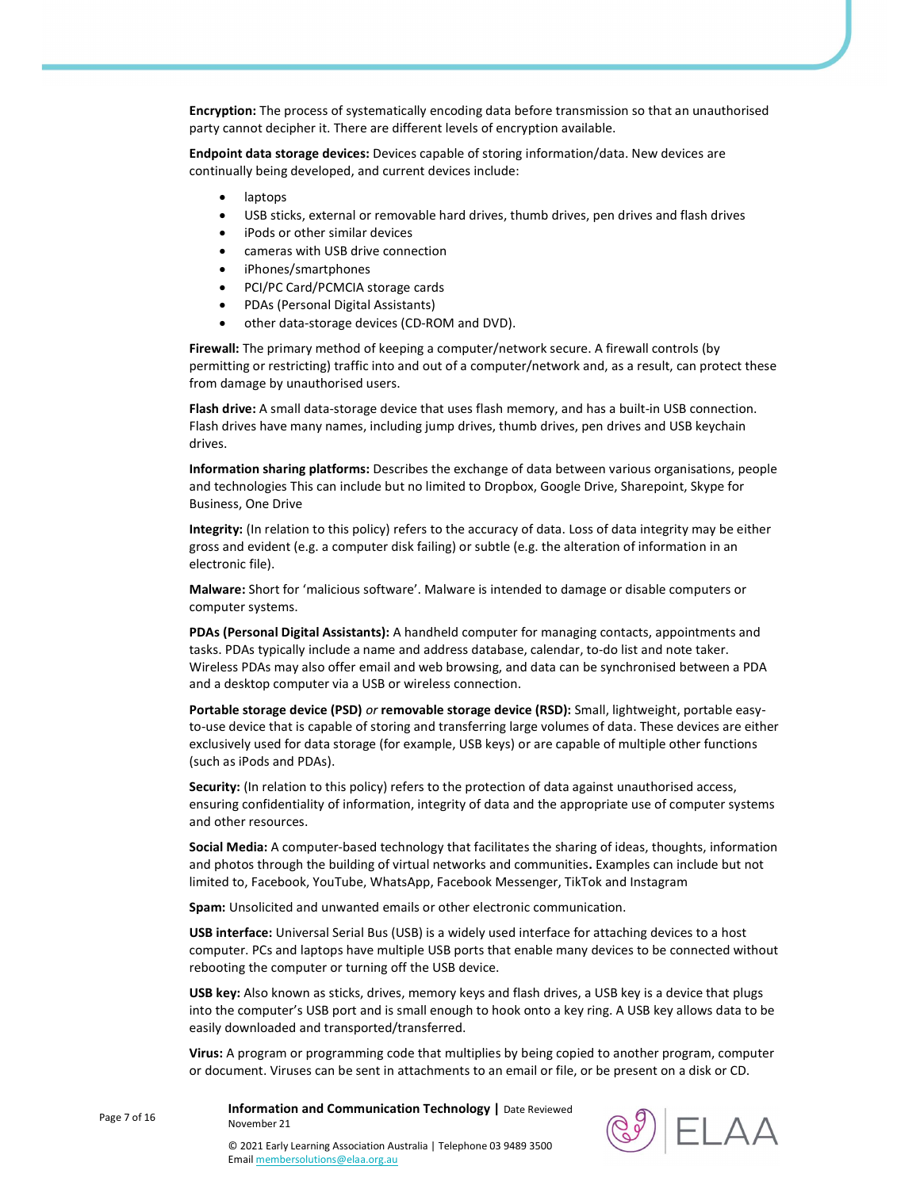**Encryption:** The process of systematically encoding data before transmission so that an unauthorised party cannot decipher it. There are different levels of encryption available.

**Endpoint data storage devices:** Devices capable of storing information/data. New devices are continually being developed, and current devices include:

- laptops
- USB sticks, external or removable hard drives, thumb drives, pen drives and flash drives
- iPods or other similar devices
- cameras with USB drive connection
- iPhones/smartphones
- PCI/PC Card/PCMCIA storage cards
- PDAs (Personal Digital Assistants)
- other data-storage devices (CD-ROM and DVD).

**Firewall:** The primary method of keeping a computer/network secure. A firewall controls (by permitting or restricting) traffic into and out of a computer/network and, as a result, can protect these from damage by unauthorised users.

**Flash drive:** A small data-storage device that uses flash memory, and has a built-in USB connection. Flash drives have many names, including jump drives, thumb drives, pen drives and USB keychain drives.

**Information sharing platforms:** Describes the exchange of data between various organisations, people and technologies This can include but no limited to Dropbox, Google Drive, Sharepoint, Skype for Business, One Drive

**Integrity:** (In relation to this policy) refers to the accuracy of data. Loss of data integrity may be either gross and evident (e.g. a computer disk failing) or subtle (e.g. the alteration of information in an electronic file).

**Malware:** Short for 'malicious software'. Malware is intended to damage or disable computers or computer systems.

**PDAs (Personal Digital Assistants):** A handheld computer for managing contacts, appointments and tasks. PDAs typically include a name and address database, calendar, to-do list and note taker. Wireless PDAs may also offer email and web browsing, and data can be synchronised between a PDA and a desktop computer via a USB or wireless connection.

**Portable storage device (PSD)** *or* **removable storage device (RSD):** Small, lightweight, portable easy-to-use device that is capable of storing and transferring large volumes of data. These devices are either exclusively used for data storage (for example, USB keys) or are capable of multiple other functions (such as iPods and PDAs).

**Security:** (In relation to this policy) refers to the protection of data against unauthorised access, ensuring confidentiality of information, integrity of data and the appropriate use of computer systems and other resources.

**Social Media:** A computer-based technology that facilitates the sharing of ideas, thoughts, information and photos through the building of virtual networks and communities**.** Examples can include but not limited to, Facebook, YouTube, WhatsApp, Facebook Messenger, TikTok and Instagram

**Spam:** Unsolicited and unwanted emails or other electronic communication.

**USB interface:** Universal Serial Bus (USB) is a widely used interface for attaching devices to a host computer. PCs and laptops have multiple USB ports that enable many devices to be connected without rebooting the computer or turning off the USB device.

**USB key:** Also known as sticks, drives, memory keys and flash drives, a USB key is a device that plugs into the computer's USB port and is small enough to hook onto a key ring. A USB key allows data to be easily downloaded and transported/transferred.

**Virus:** A program or programming code that multiplies by being copied to another program, computer or document. Viruses can be sent in attachments to an email or file, or be present on a disk or CD.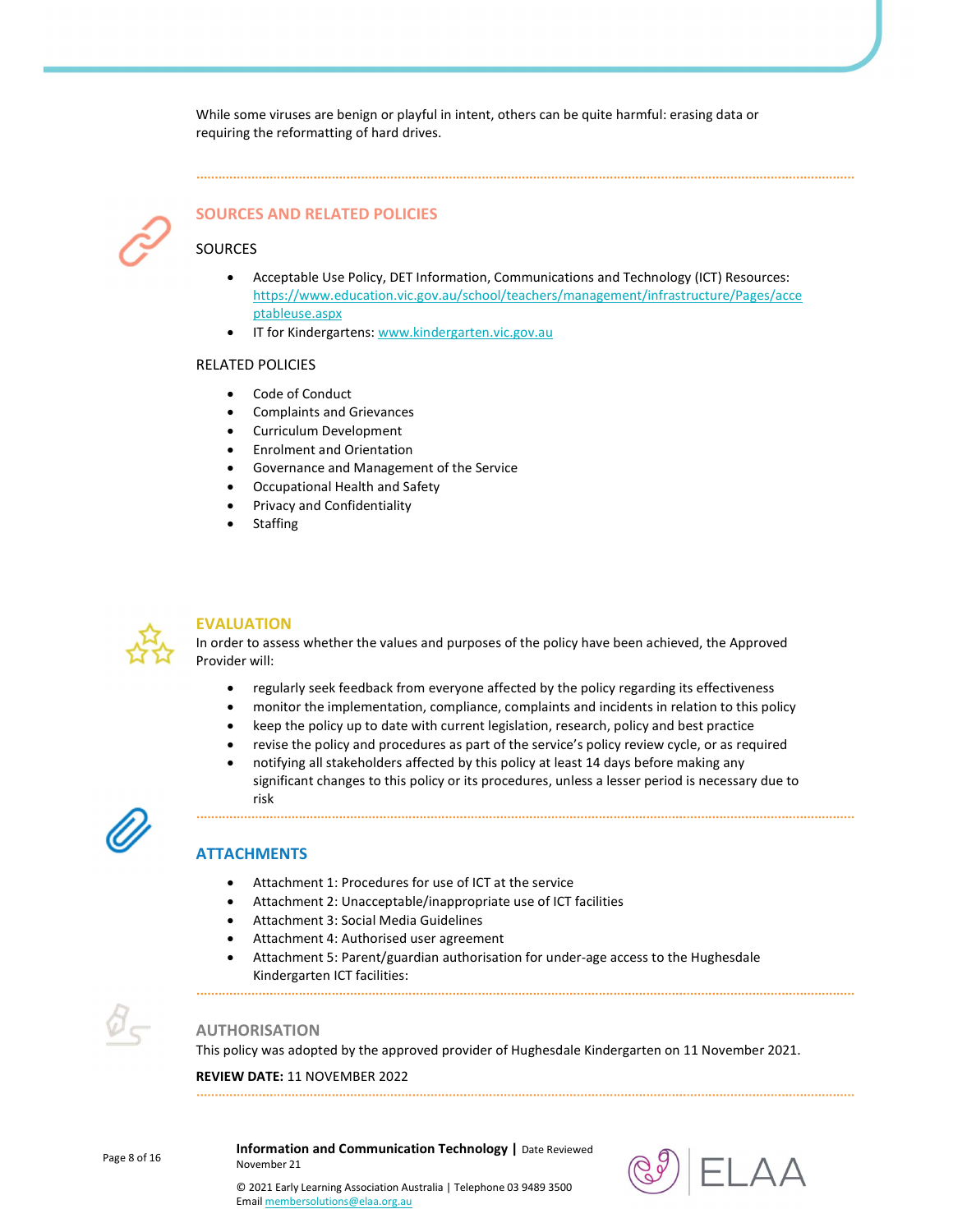While some viruses are benign or playful in intent, others can be quite harmful: erasing data or requiring the reformatting of hard drives.

## SOURCES AND RELATED POLICIES

### SOURCES

- Acceptable Use Policy, DET Information, Communications and Technology (ICT) Resources: https://www.education.vic.gov.au/school/teachers/management/infrastructure/Pages/acceptableuse.aspx
- IT for Kindergartens: www.kindergarten.vic.gov.au

### RELATED POLICIES

- Code of Conduct
- Complaints and Grievances
- Curriculum Development
- Enrolment and Orientation
- Governance and Management of the Service
- Occupational Health and Safety
- Privacy and Confidentiality
- Staffing

## EVALUATION

In order to assess whether the values and purposes of the policy have been achieved, the Approved Provider will:

- regularly seek feedback from everyone affected by the policy regarding its effectiveness
- monitor the implementation, compliance, complaints and incidents in relation to this policy
- keep the policy up to date with current legislation, research, policy and best practice
- revise the policy and procedures as part of the service's policy review cycle, or as required
- notifying all stakeholders affected by this policy at least 14 days before making any significant changes to this policy or its procedures, unless a lesser period is necessary due to risk

## ATTACHMENTS

- Attachment 1: Procedures for use of ICT at the service
- Attachment 2: Unacceptable/inappropriate use of ICT facilities
- Attachment 3: Social Media Guidelines
- Attachment 4: Authorised user agreement
- Attachment 5: Parent/guardian authorisation for under-age access to the Hughesdale Kindergarten ICT facilities:

## AUTHORISATION

This policy was adopted by the approved provider of Hughesdale Kindergarten on 11 November 2021.

**REVIEW DATE:** 11 NOVEMBER 2022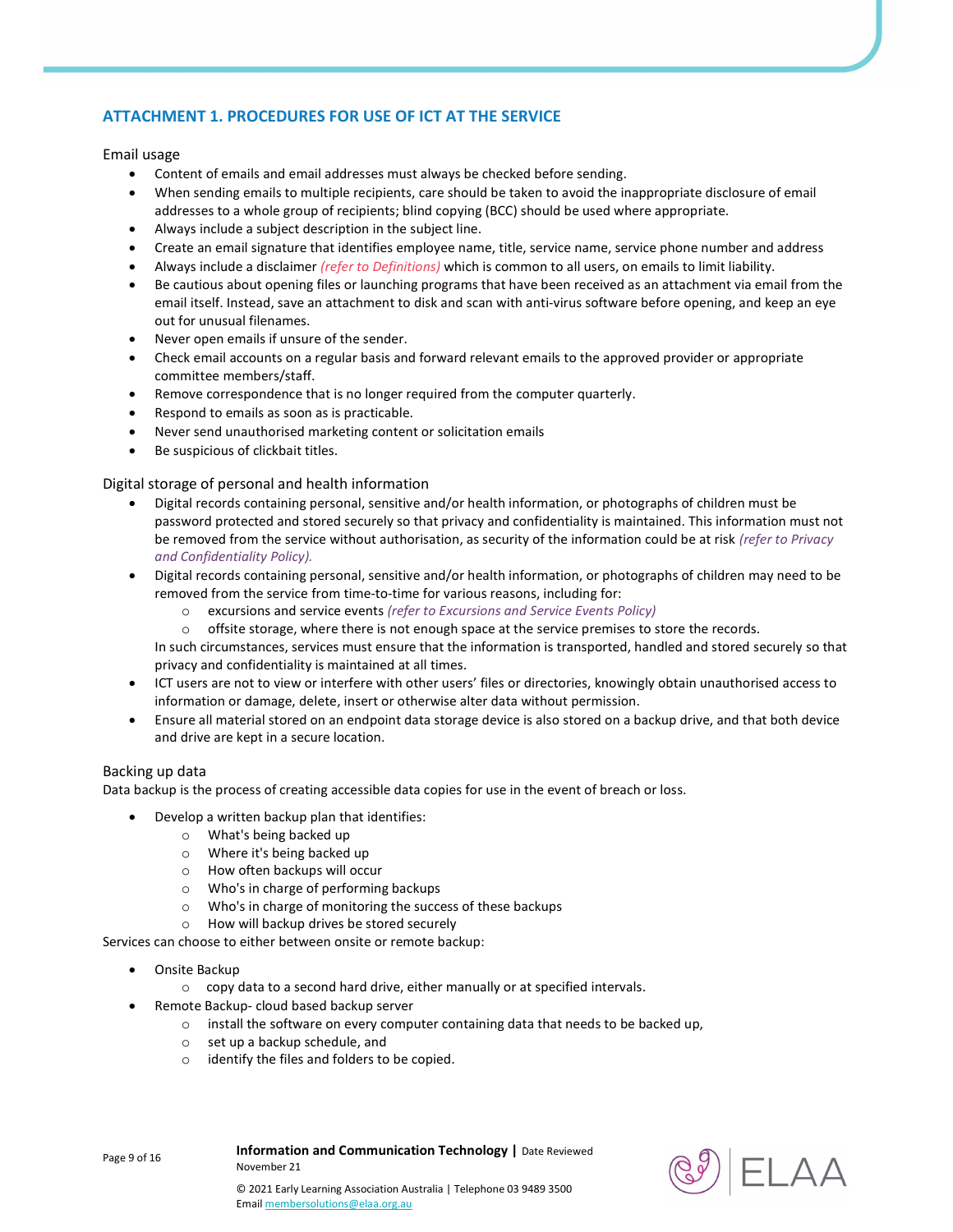## ATTACHMENT 1. PROCEDURES FOR USE OF ICT AT THE SERVICE

### Email usage

- Content of emails and email addresses must always be checked before sending.
- When sending emails to multiple recipients, care should be taken to avoid the inappropriate disclosure of email addresses to a whole group of recipients; blind copying (BCC) should be used where appropriate.
- Always include a subject description in the subject line.
- Create an email signature that identifies employee name, title, service name, service phone number and address
- Always include a disclaimer *(refer to Definitions)* which is common to all users, on emails to limit liability.
- Be cautious about opening files or launching programs that have been received as an attachment via email from the email itself. Instead, save an attachment to disk and scan with anti-virus software before opening, and keep an eye out for unusual filenames.
- Never open emails if unsure of the sender.
- Check email accounts on a regular basis and forward relevant emails to the approved provider or appropriate committee members/staff.
- Remove correspondence that is no longer required from the computer quarterly.
- Respond to emails as soon as is practicable.
- Never send unauthorised marketing content or solicitation emails
- Be suspicious of clickbait titles.

### Digital storage of personal and health information

- Digital records containing personal, sensitive and/or health information, or photographs of children must be password protected and stored securely so that privacy and confidentiality is maintained. This information must not be removed from the service without authorisation, as security of the information could be at risk *(refer to Privacy and Confidentiality Policy).*
- Digital records containing personal, sensitive and/or health information, or photographs of children may need to be removed from the service from time-to-time for various reasons, including for:
  - excursions and service events *(refer to Excursions and Service Events Policy)*
  - offsite storage, where there is not enough space at the service premises to store the records.

  In such circumstances, services must ensure that the information is transported, handled and stored securely so that privacy and confidentiality is maintained at all times.
- ICT users are not to view or interfere with other users' files or directories, knowingly obtain unauthorised access to information or damage, delete, insert or otherwise alter data without permission.
- Ensure all material stored on an endpoint data storage device is also stored on a backup drive, and that both device and drive are kept in a secure location.

### Backing up data

Data backup is the process of creating accessible data copies for use in the event of breach or loss.

- Develop a written backup plan that identifies:
  - What's being backed up
  - Where it's being backed up
  - How often backups will occur
  - Who's in charge of performing backups
  - Who's in charge of monitoring the success of these backups
  - How will backup drives be stored securely

Services can choose to either between onsite or remote backup:

- Onsite Backup
  - copy data to a second hard drive, either manually or at specified intervals.
- Remote Backup- cloud based backup server
  - install the software on every computer containing data that needs to be backed up,
  - set up a backup schedule, and
  - identify the files and folders to be copied.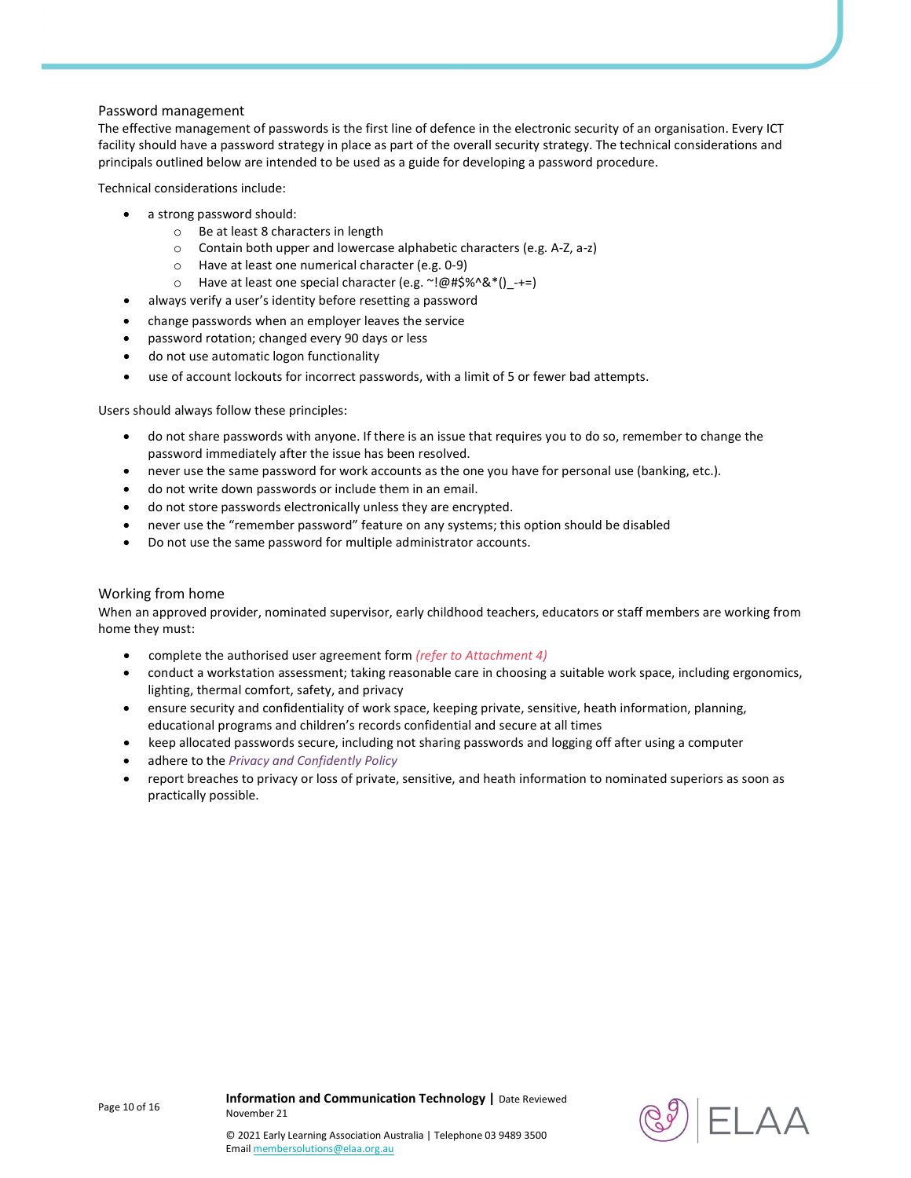## Password management

The effective management of passwords is the first line of defence in the electronic security of an organisation. Every ICT facility should have a password strategy in place as part of the overall security strategy. The technical considerations and principals outlined below are intended to be used as a guide for developing a password procedure.

Technical considerations include:

- a strong password should:
  - Be at least 8 characters in length
  - Contain both upper and lowercase alphabetic characters (e.g. A-Z, a-z)
  - Have at least one numerical character (e.g. 0-9)
  - Have at least one special character (e.g. ~!@#$%^&*()_-+=)
- always verify a user's identity before resetting a password
- change passwords when an employer leaves the service
- password rotation; changed every 90 days or less
- do not use automatic logon functionality
- use of account lockouts for incorrect passwords, with a limit of 5 or fewer bad attempts.

Users should always follow these principles:

- do not share passwords with anyone. If there is an issue that requires you to do so, remember to change the password immediately after the issue has been resolved.
- never use the same password for work accounts as the one you have for personal use (banking, etc.).
- do not write down passwords or include them in an email.
- do not store passwords electronically unless they are encrypted.
- never use the "remember password" feature on any systems; this option should be disabled
- Do not use the same password for multiple administrator accounts.

## Working from home

When an approved provider, nominated supervisor, early childhood teachers, educators or staff members are working from home they must:

- complete the authorised user agreement form *(refer to Attachment 4)*
- conduct a workstation assessment; taking reasonable care in choosing a suitable work space, including ergonomics, lighting, thermal comfort, safety, and privacy
- ensure security and confidentiality of work space, keeping private, sensitive, heath information, planning, educational programs and children's records confidential and secure at all times
- keep allocated passwords secure, including not sharing passwords and logging off after using a computer
- adhere to the *Privacy and Confidently Policy*
- report breaches to privacy or loss of private, sensitive, and heath information to nominated superiors as soon as practically possible.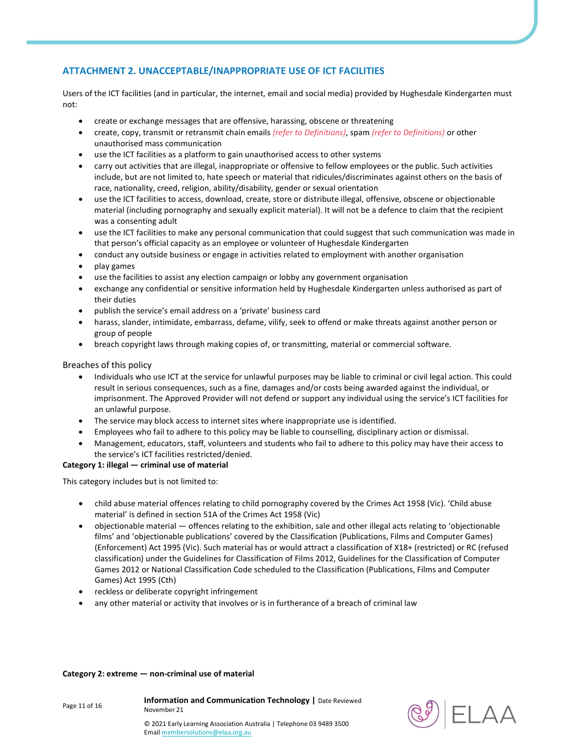## ATTACHMENT 2. UNACCEPTABLE/INAPPROPRIATE USE OF ICT FACILITIES

Users of the ICT facilities (and in particular, the internet, email and social media) provided by Hughesdale Kindergarten must not:

- create or exchange messages that are offensive, harassing, obscene or threatening
- create, copy, transmit or retransmit chain emails *(refer to Definitions)*, spam *(refer to Definitions)* or other unauthorised mass communication
- use the ICT facilities as a platform to gain unauthorised access to other systems
- carry out activities that are illegal, inappropriate or offensive to fellow employees or the public. Such activities include, but are not limited to, hate speech or material that ridicules/discriminates against others on the basis of race, nationality, creed, religion, ability/disability, gender or sexual orientation
- use the ICT facilities to access, download, create, store or distribute illegal, offensive, obscene or objectionable material (including pornography and sexually explicit material). It will not be a defence to claim that the recipient was a consenting adult
- use the ICT facilities to make any personal communication that could suggest that such communication was made in that person's official capacity as an employee or volunteer of Hughesdale Kindergarten
- conduct any outside business or engage in activities related to employment with another organisation
- play games
- use the facilities to assist any election campaign or lobby any government organisation
- exchange any confidential or sensitive information held by Hughesdale Kindergarten unless authorised as part of their duties
- publish the service's email address on a 'private' business card
- harass, slander, intimidate, embarrass, defame, vilify, seek to offend or make threats against another person or group of people
- breach copyright laws through making copies of, or transmitting, material or commercial software.

Breaches of this policy

- Individuals who use ICT at the service for unlawful purposes may be liable to criminal or civil legal action. This could result in serious consequences, such as a fine, damages and/or costs being awarded against the individual, or imprisonment. The Approved Provider will not defend or support any individual using the service's ICT facilities for an unlawful purpose.
- The service may block access to internet sites where inappropriate use is identified.
- Employees who fail to adhere to this policy may be liable to counselling, disciplinary action or dismissal.
- Management, educators, staff, volunteers and students who fail to adhere to this policy may have their access to the service's ICT facilities restricted/denied.

**Category 1: illegal — criminal use of material**

This category includes but is not limited to:

- child abuse material offences relating to child pornography covered by the Crimes Act 1958 (Vic). 'Child abuse material' is defined in section 51A of the Crimes Act 1958 (Vic)
- objectionable material — offences relating to the exhibition, sale and other illegal acts relating to 'objectionable films' and 'objectionable publications' covered by the Classification (Publications, Films and Computer Games) (Enforcement) Act 1995 (Vic). Such material has or would attract a classification of X18+ (restricted) or RC (refused classification) under the Guidelines for Classification of Films 2012, Guidelines for the Classification of Computer Games 2012 or National Classification Code scheduled to the Classification (Publications, Films and Computer Games) Act 1995 (Cth)
- reckless or deliberate copyright infringement
- any other material or activity that involves or is in furtherance of a breach of criminal law

**Category 2: extreme — non-criminal use of material**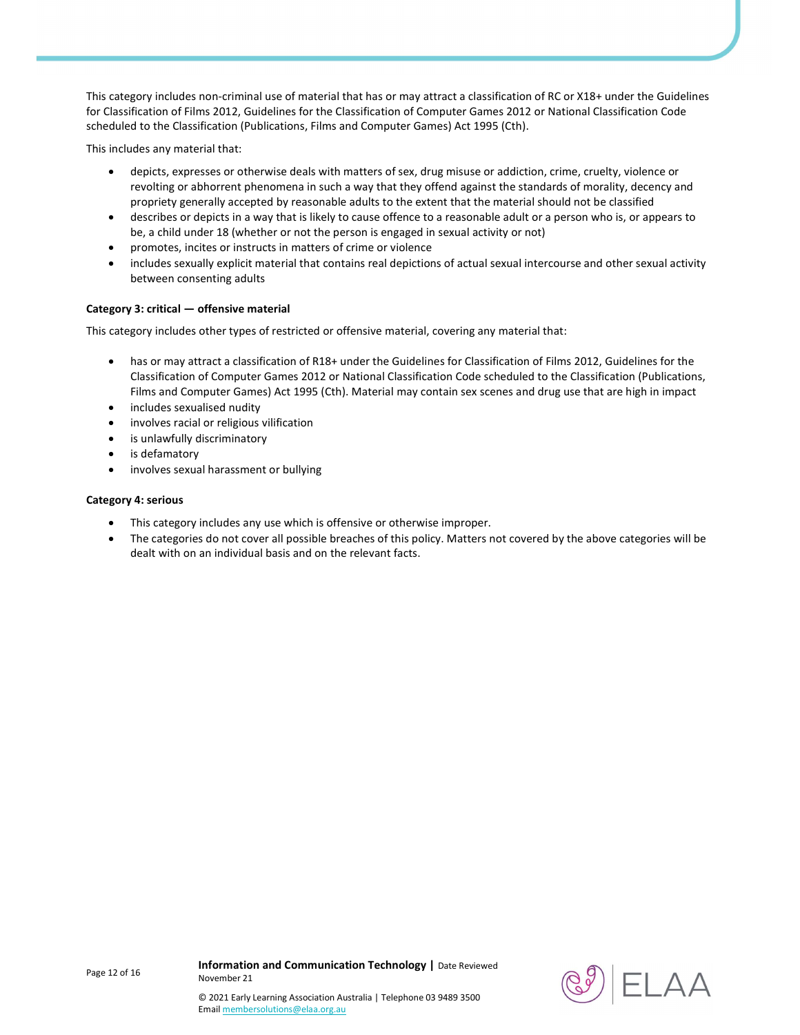This category includes non-criminal use of material that has or may attract a classification of RC or X18+ under the Guidelines for Classification of Films 2012, Guidelines for the Classification of Computer Games 2012 or National Classification Code scheduled to the Classification (Publications, Films and Computer Games) Act 1995 (Cth).

This includes any material that:

- depicts, expresses or otherwise deals with matters of sex, drug misuse or addiction, crime, cruelty, violence or revolting or abhorrent phenomena in such a way that they offend against the standards of morality, decency and propriety generally accepted by reasonable adults to the extent that the material should not be classified
- describes or depicts in a way that is likely to cause offence to a reasonable adult or a person who is, or appears to be, a child under 18 (whether or not the person is engaged in sexual activity or not)
- promotes, incites or instructs in matters of crime or violence
- includes sexually explicit material that contains real depictions of actual sexual intercourse and other sexual activity between consenting adults

**Category 3: critical — offensive material**

This category includes other types of restricted or offensive material, covering any material that:

- has or may attract a classification of R18+ under the Guidelines for Classification of Films 2012, Guidelines for the Classification of Computer Games 2012 or National Classification Code scheduled to the Classification (Publications, Films and Computer Games) Act 1995 (Cth). Material may contain sex scenes and drug use that are high in impact
- includes sexualised nudity
- involves racial or religious vilification
- is unlawfully discriminatory
- is defamatory
- involves sexual harassment or bullying

**Category 4: serious**

- This category includes any use which is offensive or otherwise improper.
- The categories do not cover all possible breaches of this policy. Matters not covered by the above categories will be dealt with on an individual basis and on the relevant facts.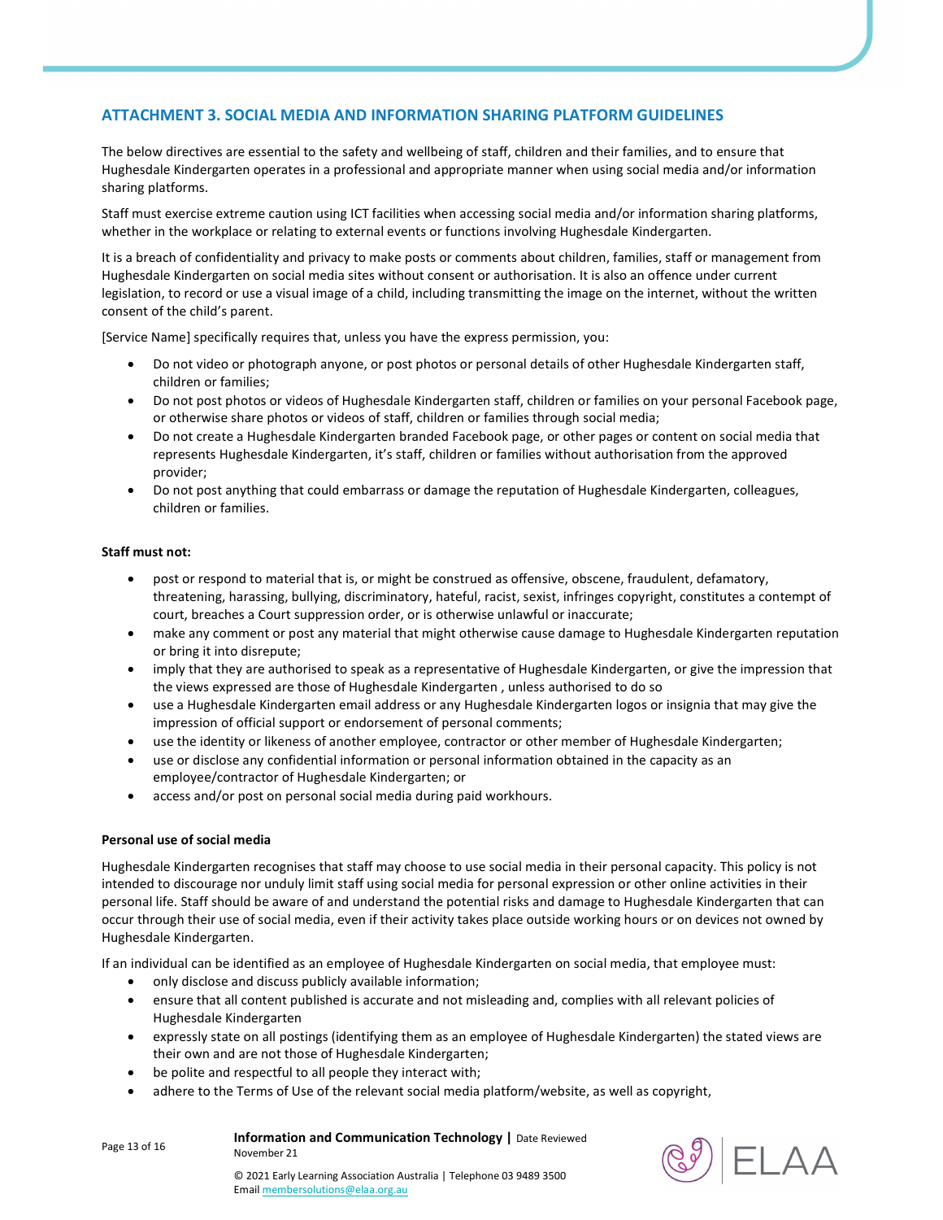## ATTACHMENT 3. SOCIAL MEDIA AND INFORMATION SHARING PLATFORM GUIDELINES

The below directives are essential to the safety and wellbeing of staff, children and their families, and to ensure that Hughesdale Kindergarten operates in a professional and appropriate manner when using social media and/or information sharing platforms.

Staff must exercise extreme caution using ICT facilities when accessing social media and/or information sharing platforms, whether in the workplace or relating to external events or functions involving Hughesdale Kindergarten.

It is a breach of confidentiality and privacy to make posts or comments about children, families, staff or management from Hughesdale Kindergarten on social media sites without consent or authorisation. It is also an offence under current legislation, to record or use a visual image of a child, including transmitting the image on the internet, without the written consent of the child's parent.

[Service Name] specifically requires that, unless you have the express permission, you:

- Do not video or photograph anyone, or post photos or personal details of other Hughesdale Kindergarten staff, children or families;
- Do not post photos or videos of Hughesdale Kindergarten staff, children or families on your personal Facebook page, or otherwise share photos or videos of staff, children or families through social media;
- Do not create a Hughesdale Kindergarten branded Facebook page, or other pages or content on social media that represents Hughesdale Kindergarten, it's staff, children or families without authorisation from the approved provider;
- Do not post anything that could embarrass or damage the reputation of Hughesdale Kindergarten, colleagues, children or families.

**Staff must not:**

- post or respond to material that is, or might be construed as offensive, obscene, fraudulent, defamatory, threatening, harassing, bullying, discriminatory, hateful, racist, sexist, infringes copyright, constitutes a contempt of court, breaches a Court suppression order, or is otherwise unlawful or inaccurate;
- make any comment or post any material that might otherwise cause damage to Hughesdale Kindergarten reputation or bring it into disrepute;
- imply that they are authorised to speak as a representative of Hughesdale Kindergarten, or give the impression that the views expressed are those of Hughesdale Kindergarten , unless authorised to do so
- use a Hughesdale Kindergarten email address or any Hughesdale Kindergarten logos or insignia that may give the impression of official support or endorsement of personal comments;
- use the identity or likeness of another employee, contractor or other member of Hughesdale Kindergarten;
- use or disclose any confidential information or personal information obtained in the capacity as an employee/contractor of Hughesdale Kindergarten; or
- access and/or post on personal social media during paid workhours.

**Personal use of social media**

Hughesdale Kindergarten recognises that staff may choose to use social media in their personal capacity. This policy is not intended to discourage nor unduly limit staff using social media for personal expression or other online activities in their personal life. Staff should be aware of and understand the potential risks and damage to Hughesdale Kindergarten that can occur through their use of social media, even if their activity takes place outside working hours or on devices not owned by Hughesdale Kindergarten.

If an individual can be identified as an employee of Hughesdale Kindergarten on social media, that employee must:

- only disclose and discuss publicly available information;
- ensure that all content published is accurate and not misleading and, complies with all relevant policies of Hughesdale Kindergarten
- expressly state on all postings (identifying them as an employee of Hughesdale Kindergarten) the stated views are their own and are not those of Hughesdale Kindergarten;
- be polite and respectful to all people they interact with;
- adhere to the Terms of Use of the relevant social media platform/website, as well as copyright,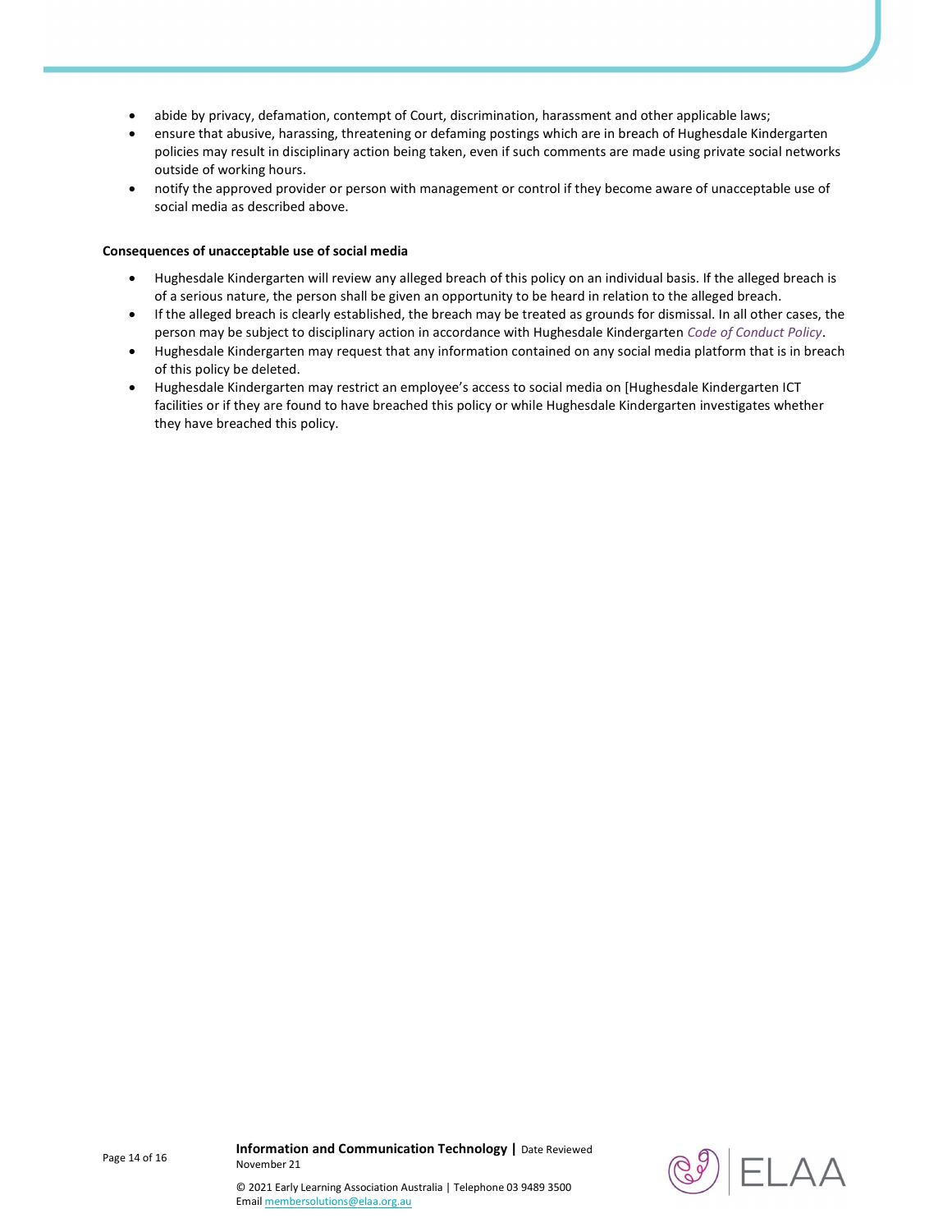- abide by privacy, defamation, contempt of Court, discrimination, harassment and other applicable laws;
- ensure that abusive, harassing, threatening or defaming postings which are in breach of Hughesdale Kindergarten policies may result in disciplinary action being taken, even if such comments are made using private social networks outside of working hours.
- notify the approved provider or person with management or control if they become aware of unacceptable use of social media as described above.

**Consequences of unacceptable use of social media**

- Hughesdale Kindergarten will review any alleged breach of this policy on an individual basis. If the alleged breach is of a serious nature, the person shall be given an opportunity to be heard in relation to the alleged breach.
- If the alleged breach is clearly established, the breach may be treated as grounds for dismissal. In all other cases, the person may be subject to disciplinary action in accordance with Hughesdale Kindergarten *Code of Conduct Policy*.
- Hughesdale Kindergarten may request that any information contained on any social media platform that is in breach of this policy be deleted.
- Hughesdale Kindergarten may restrict an employee's access to social media on [Hughesdale Kindergarten ICT facilities or if they are found to have breached this policy or while Hughesdale Kindergarten investigates whether they have breached this policy.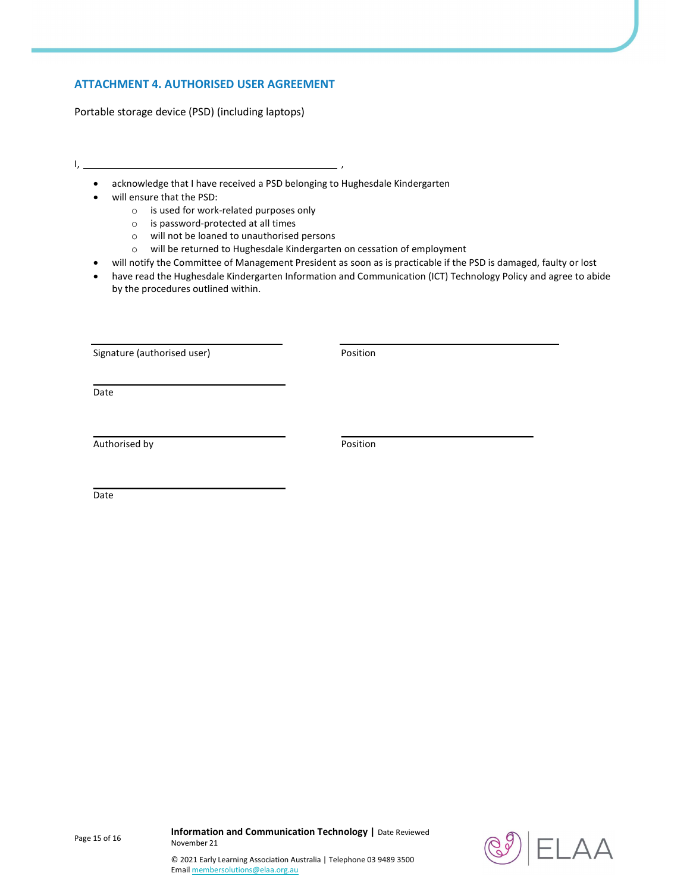## ATTACHMENT 4. AUTHORISED USER AGREEMENT

Portable storage device (PSD) (including laptops)

I, \_\_\_\_\_\_\_\_\_\_\_\_\_\_\_\_\_\_\_\_\_\_\_\_\_\_\_\_\_\_\_\_\_\_\_\_\_\_\_\_\_\_\_\_ ,

- acknowledge that I have received a PSD belonging to Hughesdale Kindergarten
- will ensure that the PSD:
  - is used for work-related purposes only
  - is password-protected at all times
  - will not be loaned to unauthorised persons
  - will be returned to Hughesdale Kindergarten on cessation of employment
- will notify the Committee of Management President as soon as is practicable if the PSD is damaged, faulty or lost
- have read the Hughesdale Kindergarten Information and Communication (ICT) Technology Policy and agree to abide by the procedures outlined within.

\_\_\_\_\_\_\_\_\_\_\_\_\_\_\_\_\_\_\_\_\_\_\_\_\_\_\_\_\_\_\_\_\_\_\_\_ \_\_\_\_\_\_\_\_\_\_\_\_\_\_\_\_\_\_\_\_\_\_\_\_\_\_\_\_\_\_\_\_\_\_\_\_

Signature (authorised user) Position

\_\_\_\_\_\_\_\_\_\_\_\_\_\_\_\_\_\_\_\_\_\_\_\_\_\_\_\_\_\_\_\_\_\_\_\_

Date

\_\_\_\_\_\_\_\_\_\_\_\_\_\_\_\_\_\_\_\_\_\_\_\_\_\_\_\_\_\_\_\_\_\_\_\_ \_\_\_\_\_\_\_\_\_\_\_\_\_\_\_\_\_\_\_\_\_\_\_\_\_\_\_\_\_\_\_\_\_\_\_\_

Authorised by Position

\_\_\_\_\_\_\_\_\_\_\_\_\_\_\_\_\_\_\_\_\_\_\_\_\_\_\_\_\_\_\_\_\_\_\_\_

Date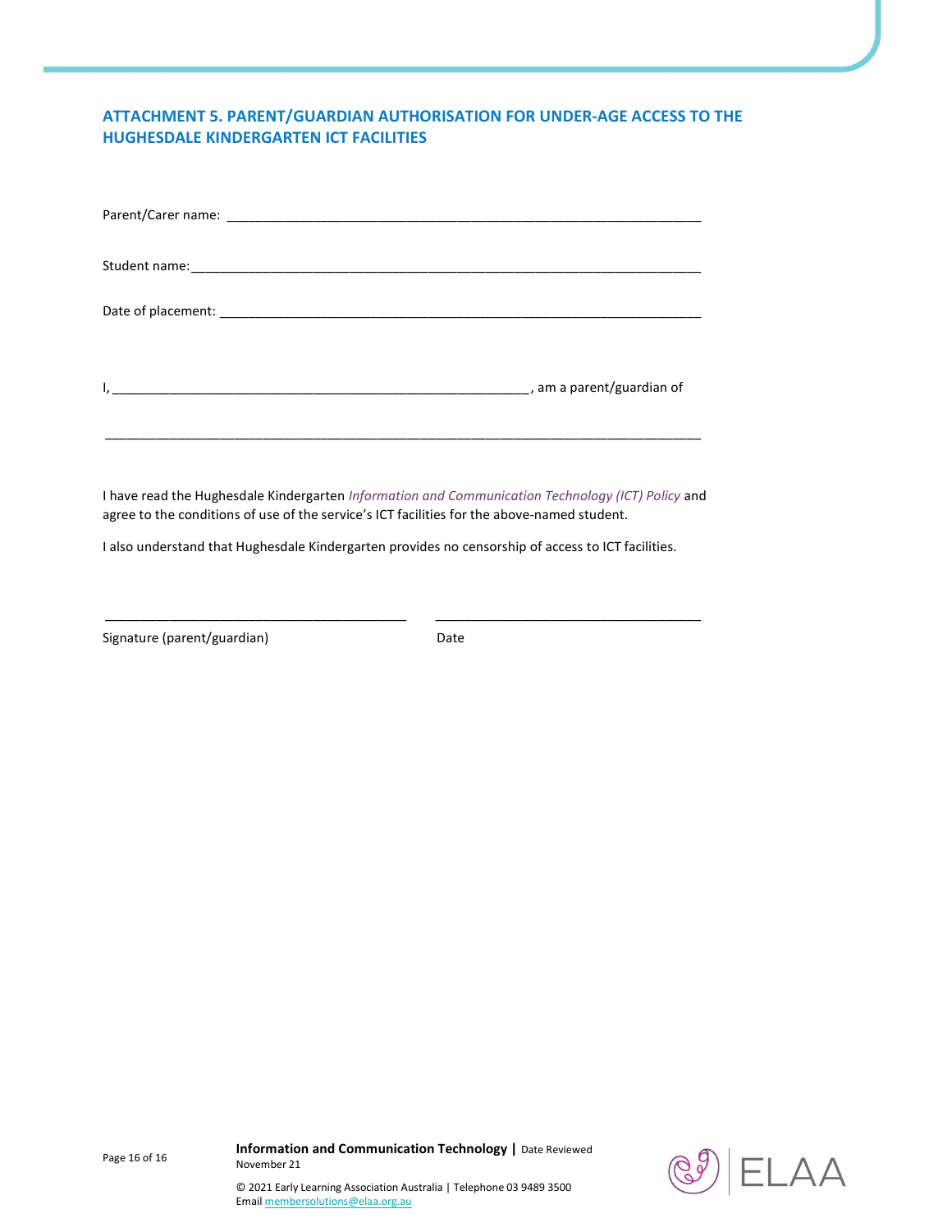### ATTACHMENT 5. PARENT/GUARDIAN AUTHORISATION FOR UNDER-AGE ACCESS TO THE HUGHESDALE KINDERGARTEN ICT FACILITIES

Parent/Carer name: ___________________________________________________________________

Student name: ______________________________________________________________________

Date of placement: __________________________________________________________________

I, _______________________________________________________, am a parent/guardian of

_____________________________________________________________________________

I have read the Hughesdale Kindergarten *Information and Communication Technology (ICT) Policy* and agree to the conditions of use of the service's ICT facilities for the above-named student.

I also understand that Hughesdale Kindergarten provides no censorship of access to ICT facilities.

_______________________________________ &nbsp;&nbsp;&nbsp;&nbsp; ___________________________________

Signature (parent/guardian) &nbsp;&nbsp;&nbsp;&nbsp; Date